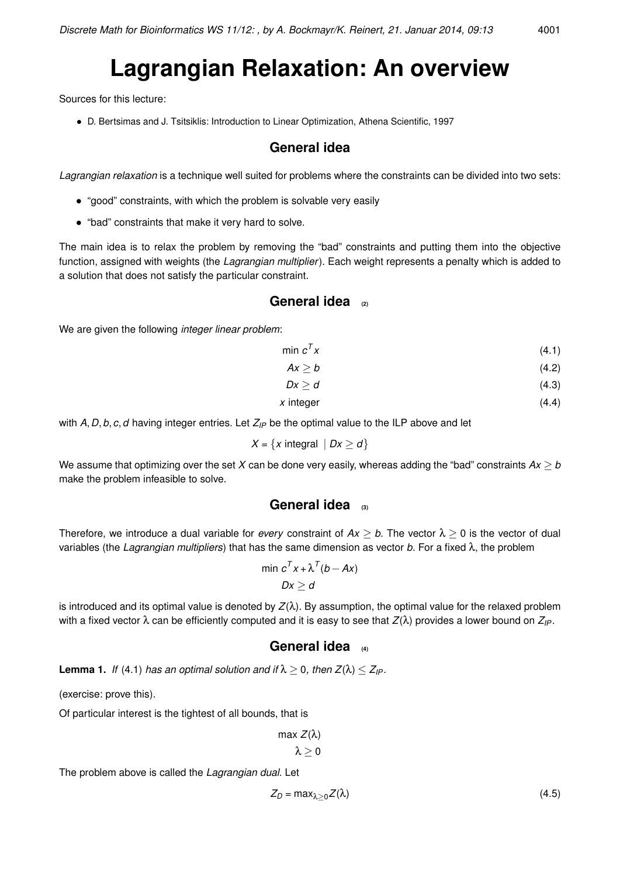# Lagrangian Relaxation: An overview

Sources for this lecture:

- D. Bertsimas and J. Tsitsiklis: Introduction to Linear Optimization, Athena Scientific, 1997

## General idea

*Lagrangian relaxation* is a technique well suited for problems where the constraints can be divided into two sets:

- "good" constraints, with which the problem is solvable very easily
- "bad" constraints that make it very hard to solve.

The main idea is to relax the problem by removing the "bad" constraints and putting them into the objective function, assigned with weights (the *Lagrangian multiplier*). Each weight represents a penalty which is added to a solution that does not satisfy the particular constraint.

## General idea (2)

We are given the following *integer linear problem*:

$$\min c^T x \tag{4.1}$$

$$Ax \geq b \tag{4.2}$$

$$Dx \geq d \tag{4.3}$$

$$x \text{ integer} \tag{4.4}$$

with $A, D, b, c, d$ having integer entries. Let $Z_{IP}$ be the optimal value to the ILP above and let

$$X = \{x \text{ integral } \mid Dx \geq d\}$$

We assume that optimizing over the set $X$ can be done very easily, whereas adding the "bad" constraints $Ax \geq b$ make the problem infeasible to solve.

## General idea (3)

Therefore, we introduce a dual variable for *every* constraint of $Ax \geq b$. The vector $\lambda \geq 0$ is the vector of dual variables (the *Lagrangian multipliers*) that has the same dimension as vector $b$. For a fixed $\lambda$, the problem

$$\min c^T x + \lambda^T (b - Ax)$$
$$Dx \geq d$$

is introduced and its optimal value is denoted by $Z(\lambda)$. By assumption, the optimal value for the relaxed problem with a fixed vector $\lambda$ can be efficiently computed and it is easy to see that $Z(\lambda)$ provides a lower bound on $Z_{IP}$.

## General idea (4)

**Lemma 1.** *If* (4.1) *has an optimal solution and if* $\lambda \geq 0$*, then* $Z(\lambda) \leq Z_{IP}$.

(exercise: prove this).

Of particular interest is the tightest of all bounds, that is

$$\max Z(\lambda)$$
$$\lambda \geq 0$$

The problem above is called the *Lagrangian dual*. Let

$$Z_D = \max_{\lambda \geq 0} Z(\lambda) \tag{4.5}$$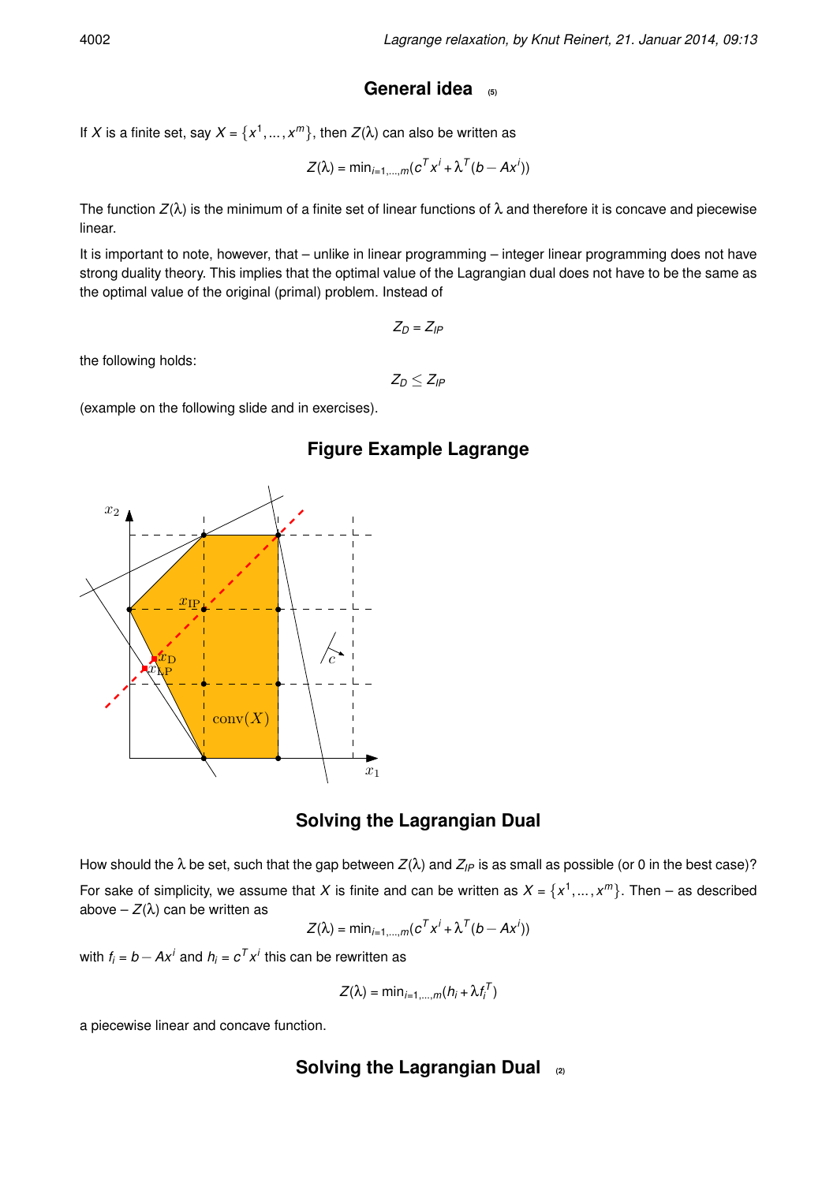## General idea (5)

If $X$ is a finite set, say $X = \{x^1, \ldots, x^m\}$, then $Z(\lambda)$ can also be written as

$$Z(\lambda) = \min_{i=1,\ldots,m}(c^T x^i + \lambda^T (b - Ax^i))$$

The function $Z(\lambda)$ is the minimum of a finite set of linear functions of $\lambda$ and therefore it is concave and piecewise linear.

It is important to note, however, that – unlike in linear programming – integer linear programming does not have strong duality theory. This implies that the optimal value of the Lagrangian dual does not have to be the same as the optimal value of the original (primal) problem. Instead of

$$Z_D = Z_{IP}$$

the following holds:

$$Z_D \leq Z_{IP}$$

(example on the following slide and in exercises).

## Figure Example Lagrange

## Solving the Lagrangian Dual

How should the $\lambda$ be set, such that the gap between $Z(\lambda)$ and $Z_{IP}$ is as small as possible (or 0 in the best case)?

For sake of simplicity, we assume that $X$ is finite and can be written as $X = \{x^1, \ldots, x^m\}$. Then – as described above – $Z(\lambda)$ can be written as

$$Z(\lambda) = \min_{i=1,\ldots,m}(c^T x^i + \lambda^T (b - Ax^i))$$

with $f_i = b - Ax^i$ and $h_i = c^T x^i$ this can be rewritten as

$$Z(\lambda) = \min_{i=1,\ldots,m}(h_i + \lambda f_i^T)$$

a piecewise linear and concave function.

## Solving the Lagrangian Dual (2)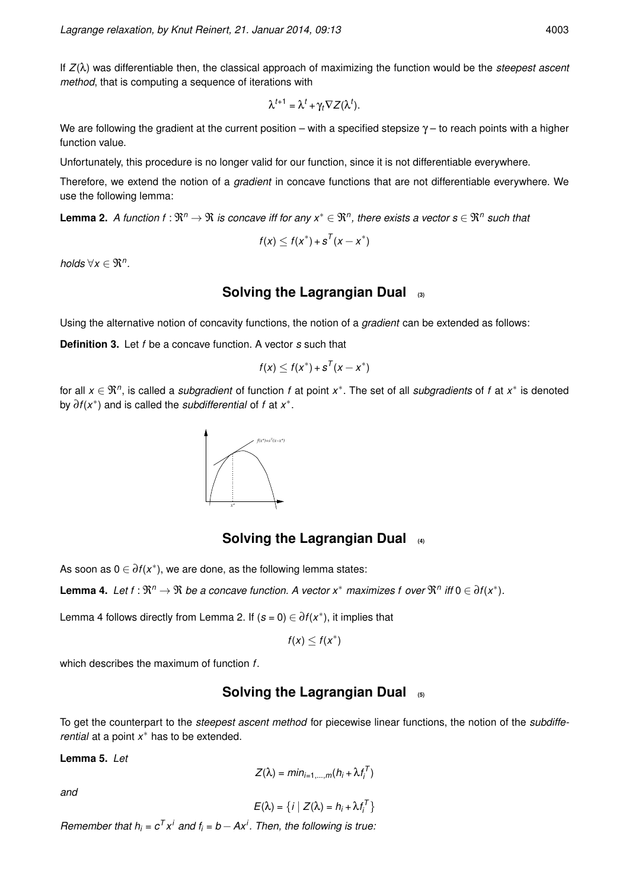If $Z(\lambda)$ was differentiable then, the classical approach of maximizing the function would be the *steepest ascent method*, that is computing a sequence of iterations with

$$\lambda^{t+1} = \lambda^t + \gamma_t \nabla Z(\lambda^t).$$

We are following the gradient at the current position – with a specified stepsize $\gamma$ – to reach points with a higher function value.

Unfortunately, this procedure is no longer valid for our function, since it is not differentiable everywhere.

Therefore, we extend the notion of a *gradient* in concave functions that are not differentiable everywhere. We use the following lemma:

**Lemma 2.** *A function $f : \Re^n \to \Re$ is concave iff for any $x^* \in \Re^n$, there exists a vector $s \in \Re^n$ such that*

$$f(x) \leq f(x^*) + s^T(x - x^*)$$

*holds $\forall x \in \Re^n$.*

## Solving the Lagrangian Dual (3)

Using the alternative notion of concavity functions, the notion of a *gradient* can be extended as follows:

**Definition 3.** Let $f$ be a concave function. A vector $s$ such that

$$f(x) \leq f(x^*) + s^T(x - x^*)$$

for all $x \in \Re^n$, is called a *subgradient* of function $f$ at point $x^*$. The set of all *subgradients* of $f$ at $x^*$ is denoted by $\partial f(x^*)$ and is called the *subdifferential* of $f$ at $x^*$.

## Solving the Lagrangian Dual (4)

As soon as $0 \in \partial f(x^*)$, we are done, as the following lemma states:

**Lemma 4.** *Let $f : \Re^n \to \Re$ be a concave function. A vector $x^*$ maximizes $f$ over $\Re^n$ iff $0 \in \partial f(x^*)$.*

Lemma 4 follows directly from Lemma 2. If $(s = 0) \in \partial f(x^*)$, it implies that

$$f(x) \leq f(x^*)$$

which describes the maximum of function $f$.

## Solving the Lagrangian Dual (5)

To get the counterpart to the *steepest ascent method* for piecewise linear functions, the notion of the *subdifferential* at a point $x^*$ has to be extended.

**Lemma 5.** *Let*

$$Z(\lambda) = min_{i=1,\dots,m}(h_i + \lambda f_i^T)$$

*and*

$$E(\lambda) = \{i \mid Z(\lambda) = h_i + \lambda f_i^T\}$$

*Remember that $h_i = c^T x^i$ and $f_i = b - Ax^i$. Then, the following is true:*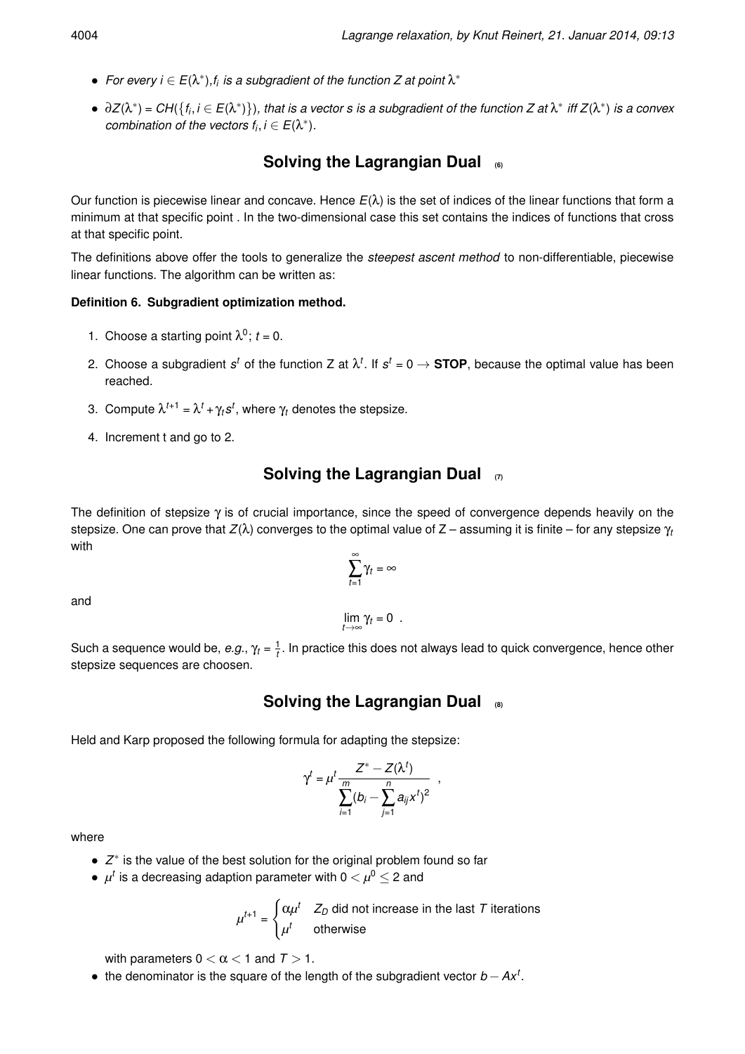- *For every $i \in E(\lambda^*)$, $f_i$ is a subgradient of the function Z at point $\lambda^*$*
- *$\partial Z(\lambda^*) = CH(\{f_i, i \in E(\lambda^*)\})$, that is a vector s is a subgradient of the function Z at $\lambda^*$ iff $Z(\lambda^*)$ is a convex combination of the vectors $f_i, i \in E(\lambda^*)$.*

## Solving the Lagrangian Dual (6)

Our function is piecewise linear and concave. Hence $E(\lambda)$ is the set of indices of the linear functions that form a minimum at that specific point . In the two-dimensional case this set contains the indices of functions that cross at that specific point.

The definitions above offer the tools to generalize the *steepest ascent method* to non-differentiable, piecewise linear functions. The algorithm can be written as:

**Definition 6. Subgradient optimization method.**

1. Choose a starting point $\lambda^0$; $t = 0$.
2. Choose a subgradient $s^t$ of the function Z at $\lambda^t$. If $s^t = 0 \rightarrow$ **STOP**, because the optimal value has been reached.
3. Compute $\lambda^{t+1} = \lambda^t + \gamma_t s^t$, where $\gamma_t$ denotes the stepsize.
4. Increment t and go to 2.

## Solving the Lagrangian Dual (7)

The definition of stepsize $\gamma$ is of crucial importance, since the speed of convergence depends heavily on the stepsize. One can prove that $Z(\lambda)$ converges to the optimal value of Z – assuming it is finite – for any stepsize $\gamma_t$ with

$$\sum_{t=1}^{\infty} \gamma_t = \infty$$

and

$$\lim_{t \to \infty} \gamma_t = 0 \ .$$

Such a sequence would be, *e.g.*, $\gamma_t = \frac{1}{t}$. In practice this does not always lead to quick convergence, hence other stepsize sequences are choosen.

## Solving the Lagrangian Dual (8)

Held and Karp proposed the following formula for adapting the stepsize:

$$\gamma^t = \mu^t \frac{Z^* - Z(\lambda^t)}{\sum_{i=1}^{m}(b_i - \sum_{j=1}^{n} a_{ij} x^t)^2} \ ,$$

where

- $Z^*$ is the value of the best solution for the original problem found so far
- $\mu^t$ is a decreasing adaption parameter with $0 < \mu^0 \leq 2$ and

$$\mu^{t+1} = \begin{cases} \alpha \mu^t & Z_D \text{ did not increase in the last } T \text{ iterations} \\ \mu^t & \text{otherwise} \end{cases}$$

  with parameters $0 < \alpha < 1$ and $T > 1$.
- the denominator is the square of the length of the subgradient vector $b - Ax^t$.